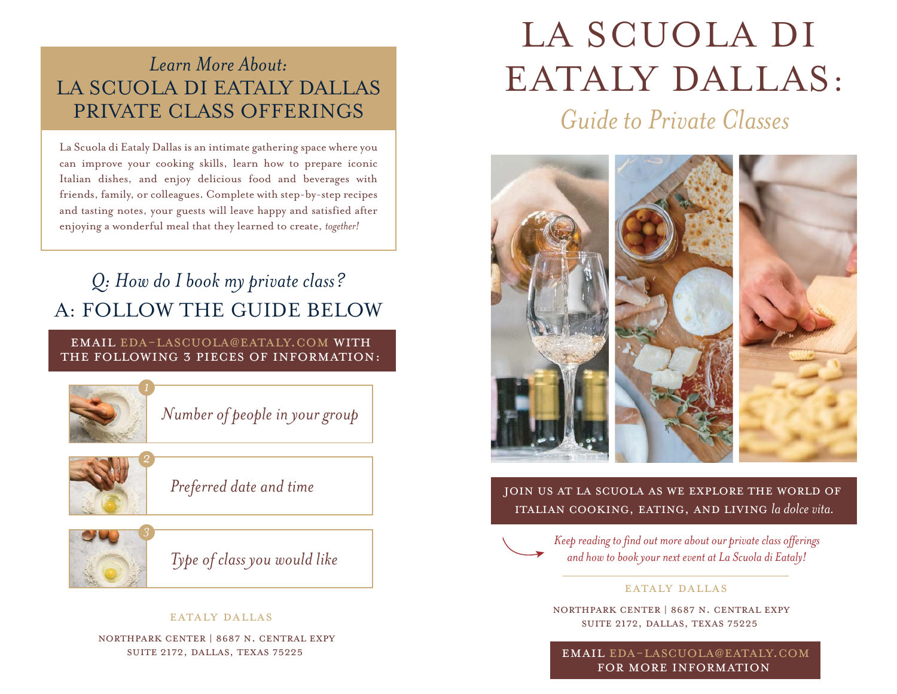*Learn More About:*

## LA SCUOLA DI EATALY DALLAS PRIVATE CLASS OFFERINGS

La Scuola di Eataly Dallas is an intimate gathering space where you can improve your cooking skills, learn how to prepare iconic Italian dishes, and enjoy delicious food and beverages with friends, family, or colleagues. Complete with step-by-step recipes and tasting notes, your guests will leave happy and satisfied after enjoying a wonderful meal that they learned to create, *together!*

### *Q: How do I book my private class?*
### A: FOLLOW THE GUIDE BELOW

**EMAIL EDA-LASCUOLA@EATALY.COM WITH THE FOLLOWING 3 PIECES OF INFORMATION:**

1. *Number of people in your group*
2. *Preferred date and time*
3. *Type of class you would like*

EATALY DALLAS

NORTHPARK CENTER | 8687 N. CENTRAL EXPY
SUITE 2172, DALLAS, TEXAS 75225

# LA SCUOLA DI EATALY DALLAS:

## *Guide to Private Classes*

**JOIN US AT LA SCUOLA AS WE EXPLORE THE WORLD OF ITALIAN COOKING, EATING, AND LIVING *la dolce vita.***

*Keep reading to find out more about our private class offerings and how to book your next event at La Scuola di Eataly!*

EATALY DALLAS

NORTHPARK CENTER | 8687 N. CENTRAL EXPY
SUITE 2172, DALLAS, TEXAS 75225

**EMAIL EDA-LASCUOLA@EATALY.COM FOR MORE INFORMATION**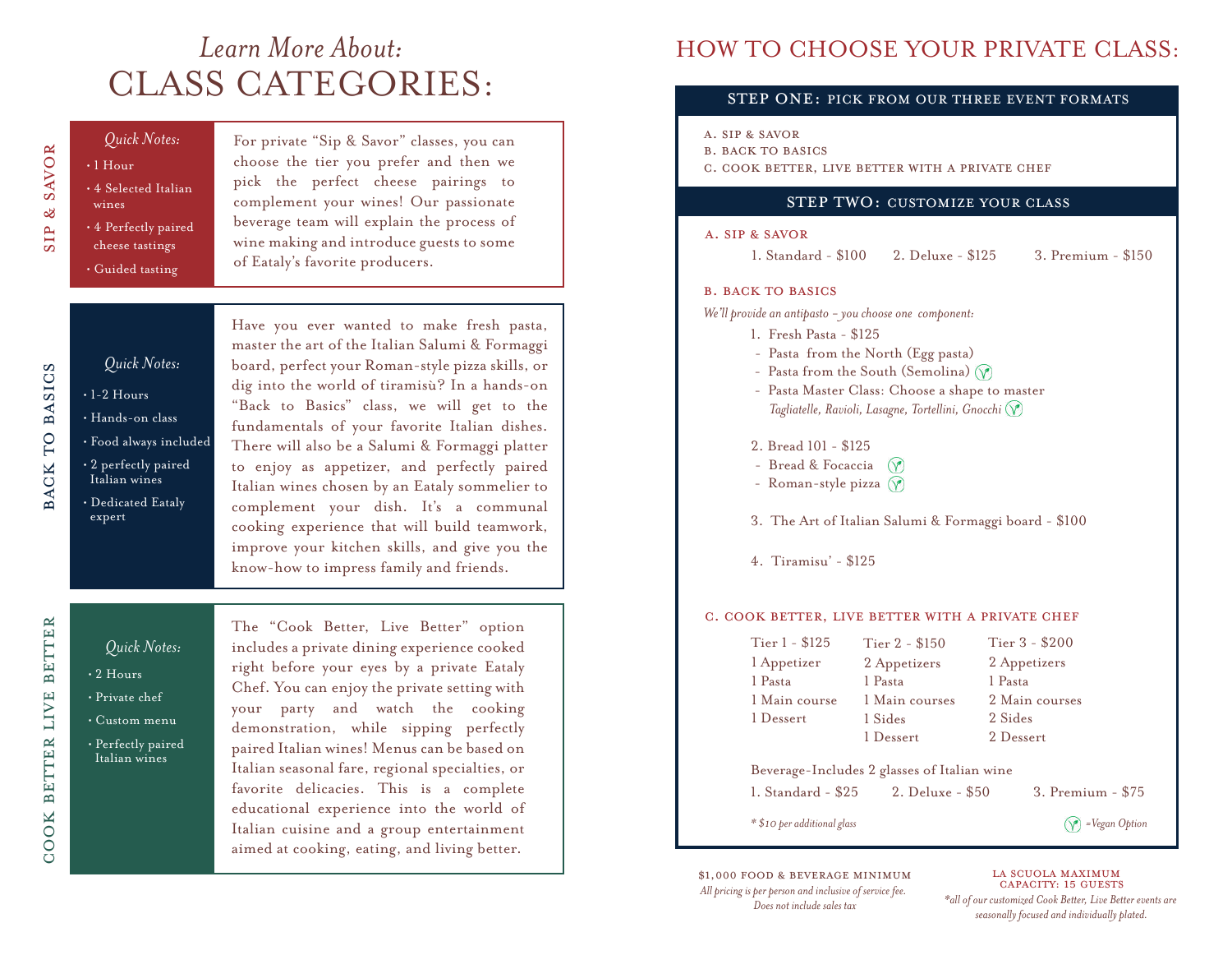# *Learn More About:* CLASS CATEGORIES:

## SIP & SAVOR

*Quick Notes:*

- 1 Hour
- 4 Selected Italian wines
- 4 Perfectly paired cheese tastings
- Guided tasting

For private "Sip & Savor" classes, you can choose the tier you prefer and then we pick the perfect cheese pairings to complement your wines! Our passionate beverage team will explain the process of wine making and introduce guests to some of Eataly's favorite producers.

## BACK TO BASICS

*Quick Notes:*

- 1-2 Hours
- Hands-on class
- Food always included
- 2 perfectly paired Italian wines
- Dedicated Eataly expert

Have you ever wanted to make fresh pasta, master the art of the Italian Salumi & Formaggi board, perfect your Roman-style pizza skills, or dig into the world of tiramisù? In a hands-on "Back to Basics" class, we will get to the fundamentals of your favorite Italian dishes. There will also be a Salumi & Formaggi platter to enjoy as appetizer, and perfectly paired Italian wines chosen by an Eataly sommelier to complement your dish. It's a communal cooking experience that will build teamwork, improve your kitchen skills, and give you the know-how to impress family and friends.

## COOK BETTER LIVE BETTER

*Quick Notes:*

- 2 Hours
- Private chef
- Custom menu
- Perfectly paired Italian wines

The "Cook Better, Live Better" option includes a private dining experience cooked right before your eyes by a private Eataly Chef. You can enjoy the private setting with your party and watch the cooking demonstration, while sipping perfectly paired Italian wines! Menus can be based on Italian seasonal fare, regional specialties, or favorite delicacies. This is a complete educational experience into the world of Italian cuisine and a group entertainment aimed at cooking, eating, and living better.

# HOW TO CHOOSE YOUR PRIVATE CLASS:

## STEP ONE: PICK FROM OUR THREE EVENT FORMATS

A. SIP & SAVOR
B. BACK TO BASICS
C. COOK BETTER, LIVE BETTER WITH A PRIVATE CHEF

## STEP TWO: CUSTOMIZE YOUR CLASS

### A. SIP & SAVOR

1. Standard - $100  2. Deluxe - $125  3. Premium - $150

### B. BACK TO BASICS

*We'll provide an antipasto – you choose one component:*

1. Fresh Pasta - $125
   - Pasta from the North (Egg pasta)
   - Pasta from the South (Semolina) (Vegan Option)
   - Pasta Master Class: Choose a shape to master
     *Tagliatelle, Ravioli, Lasagne, Tortellini, Gnocchi* (Vegan Option)
2. Bread 101 - $125
   - Bread & Focaccia (Vegan Option)
   - Roman-style pizza (Vegan Option)
3. The Art of Italian Salumi & Formaggi board - $100
4. Tiramisu' - $125

### C. COOK BETTER, LIVE BETTER WITH A PRIVATE CHEF

| Tier 1 - $125 | Tier 2 - $150 | Tier 3 - $200 |
|---|---|---|
| 1 Appetizer | 2 Appetizers | 2 Appetizers |
| 1 Pasta | 1 Pasta | 1 Pasta |
| 1 Main course | 1 Main courses | 2 Main courses |
| 1 Dessert | 1 Sides | 2 Sides |
| | 1 Dessert | 2 Dessert |

Beverage-Includes 2 glasses of Italian wine

1. Standard - $25  2. Deluxe - $50  3. Premium - $75

*\* $10 per additional glass*

(Vegan icon) *=Vegan Option*

$1,000 FOOD & BEVERAGE MINIMUM
*All pricing is per person and inclusive of service fee. Does not include sales tax*

LA SCUOLA MAXIMUM CAPACITY: 15 GUESTS
*\*all of our customized Cook Better, Live Better events are seasonally focused and individually plated.*